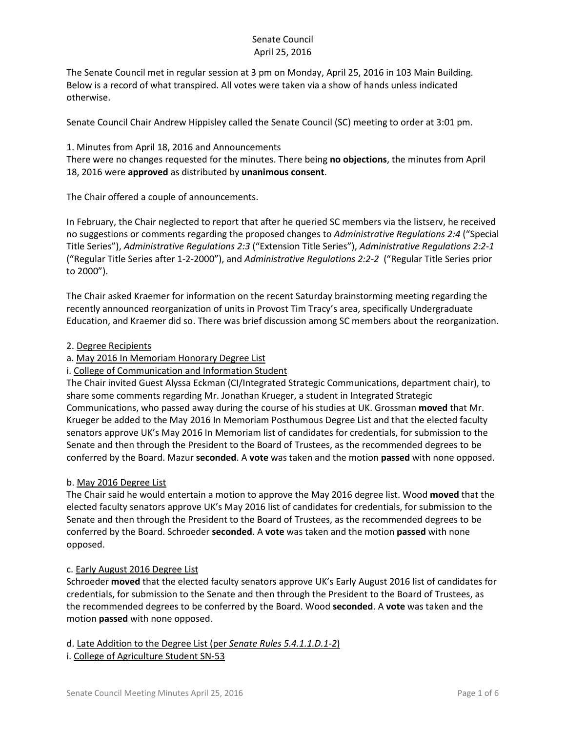# Senate Council
April 25, 2016

The Senate Council met in regular session at 3 pm on Monday, April 25, 2016 in 103 Main Building. Below is a record of what transpired. All votes were taken via a show of hands unless indicated otherwise.

Senate Council Chair Andrew Hippisley called the Senate Council (SC) meeting to order at 3:01 pm.

1. Minutes from April 18, 2016 and Announcements

There were no changes requested for the minutes. There being **no objections**, the minutes from April 18, 2016 were **approved** as distributed by **unanimous consent**.

The Chair offered a couple of announcements.

In February, the Chair neglected to report that after he queried SC members via the listserv, he received no suggestions or comments regarding the proposed changes to *Administrative Regulations 2:4* ("Special Title Series"), *Administrative Regulations 2:3* ("Extension Title Series"), *Administrative Regulations 2:2-1* ("Regular Title Series after 1-2-2000"), and *Administrative Regulations 2:2-2* ("Regular Title Series prior to 2000").

The Chair asked Kraemer for information on the recent Saturday brainstorming meeting regarding the recently announced reorganization of units in Provost Tim Tracy's area, specifically Undergraduate Education, and Kraemer did so. There was brief discussion among SC members about the reorganization.

2. Degree Recipients

a. May 2016 In Memoriam Honorary Degree List

i. College of Communication and Information Student

The Chair invited Guest Alyssa Eckman (CI/Integrated Strategic Communications, department chair), to share some comments regarding Mr. Jonathan Krueger, a student in Integrated Strategic Communications, who passed away during the course of his studies at UK. Grossman **moved** that Mr. Krueger be added to the May 2016 In Memoriam Posthumous Degree List and that the elected faculty senators approve UK's May 2016 In Memoriam list of candidates for credentials, for submission to the Senate and then through the President to the Board of Trustees, as the recommended degrees to be conferred by the Board. Mazur **seconded**. A **vote** was taken and the motion **passed** with none opposed.

b. May 2016 Degree List

The Chair said he would entertain a motion to approve the May 2016 degree list. Wood **moved** that the elected faculty senators approve UK's May 2016 list of candidates for credentials, for submission to the Senate and then through the President to the Board of Trustees, as the recommended degrees to be conferred by the Board. Schroeder **seconded**. A **vote** was taken and the motion **passed** with none opposed.

c. Early August 2016 Degree List

Schroeder **moved** that the elected faculty senators approve UK's Early August 2016 list of candidates for credentials, for submission to the Senate and then through the President to the Board of Trustees, as the recommended degrees to be conferred by the Board. Wood **seconded**. A **vote** was taken and the motion **passed** with none opposed.

d. Late Addition to the Degree List (per *Senate Rules 5.4.1.1.D.1-2*)

i. College of Agriculture Student SN-53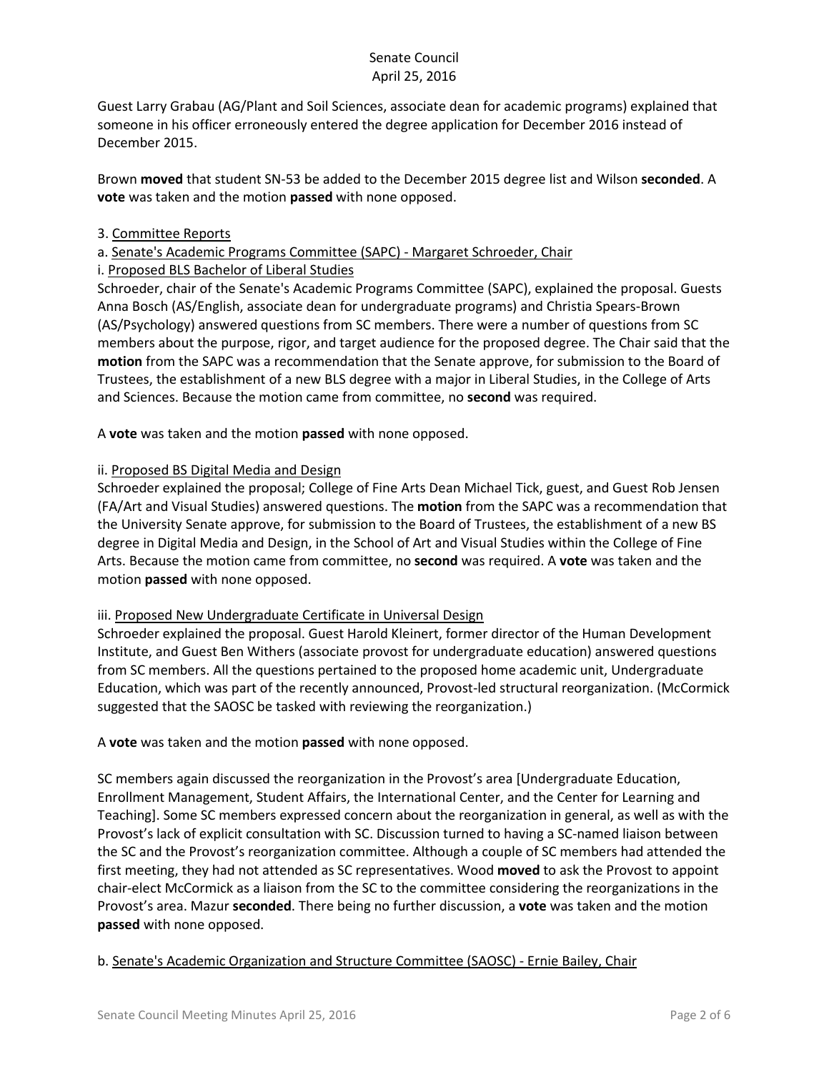Guest Larry Grabau (AG/Plant and Soil Sciences, associate dean for academic programs) explained that someone in his officer erroneously entered the degree application for December 2016 instead of December 2015.

Brown **moved** that student SN-53 be added to the December 2015 degree list and Wilson **seconded**. A **vote** was taken and the motion **passed** with none opposed.

3. Committee Reports

a. Senate's Academic Programs Committee (SAPC) - Margaret Schroeder, Chair

i. Proposed BLS Bachelor of Liberal Studies

Schroeder, chair of the Senate's Academic Programs Committee (SAPC), explained the proposal. Guests Anna Bosch (AS/English, associate dean for undergraduate programs) and Christia Spears-Brown (AS/Psychology) answered questions from SC members. There were a number of questions from SC members about the purpose, rigor, and target audience for the proposed degree. The Chair said that the **motion** from the SAPC was a recommendation that the Senate approve, for submission to the Board of Trustees, the establishment of a new BLS degree with a major in Liberal Studies, in the College of Arts and Sciences. Because the motion came from committee, no **second** was required.

A **vote** was taken and the motion **passed** with none opposed.

ii. Proposed BS Digital Media and Design

Schroeder explained the proposal; College of Fine Arts Dean Michael Tick, guest, and Guest Rob Jensen (FA/Art and Visual Studies) answered questions. The **motion** from the SAPC was a recommendation that the University Senate approve, for submission to the Board of Trustees, the establishment of a new BS degree in Digital Media and Design, in the School of Art and Visual Studies within the College of Fine Arts. Because the motion came from committee, no **second** was required. A **vote** was taken and the motion **passed** with none opposed.

iii. Proposed New Undergraduate Certificate in Universal Design

Schroeder explained the proposal. Guest Harold Kleinert, former director of the Human Development Institute, and Guest Ben Withers (associate provost for undergraduate education) answered questions from SC members. All the questions pertained to the proposed home academic unit, Undergraduate Education, which was part of the recently announced, Provost-led structural reorganization. (McCormick suggested that the SAOSC be tasked with reviewing the reorganization.)

A **vote** was taken and the motion **passed** with none opposed.

SC members again discussed the reorganization in the Provost's area [Undergraduate Education, Enrollment Management, Student Affairs, the International Center, and the Center for Learning and Teaching]. Some SC members expressed concern about the reorganization in general, as well as with the Provost's lack of explicit consultation with SC. Discussion turned to having a SC-named liaison between the SC and the Provost's reorganization committee. Although a couple of SC members had attended the first meeting, they had not attended as SC representatives. Wood **moved** to ask the Provost to appoint chair-elect McCormick as a liaison from the SC to the committee considering the reorganizations in the Provost's area. Mazur **seconded**. There being no further discussion, a **vote** was taken and the motion **passed** with none opposed.

b. Senate's Academic Organization and Structure Committee (SAOSC) - Ernie Bailey, Chair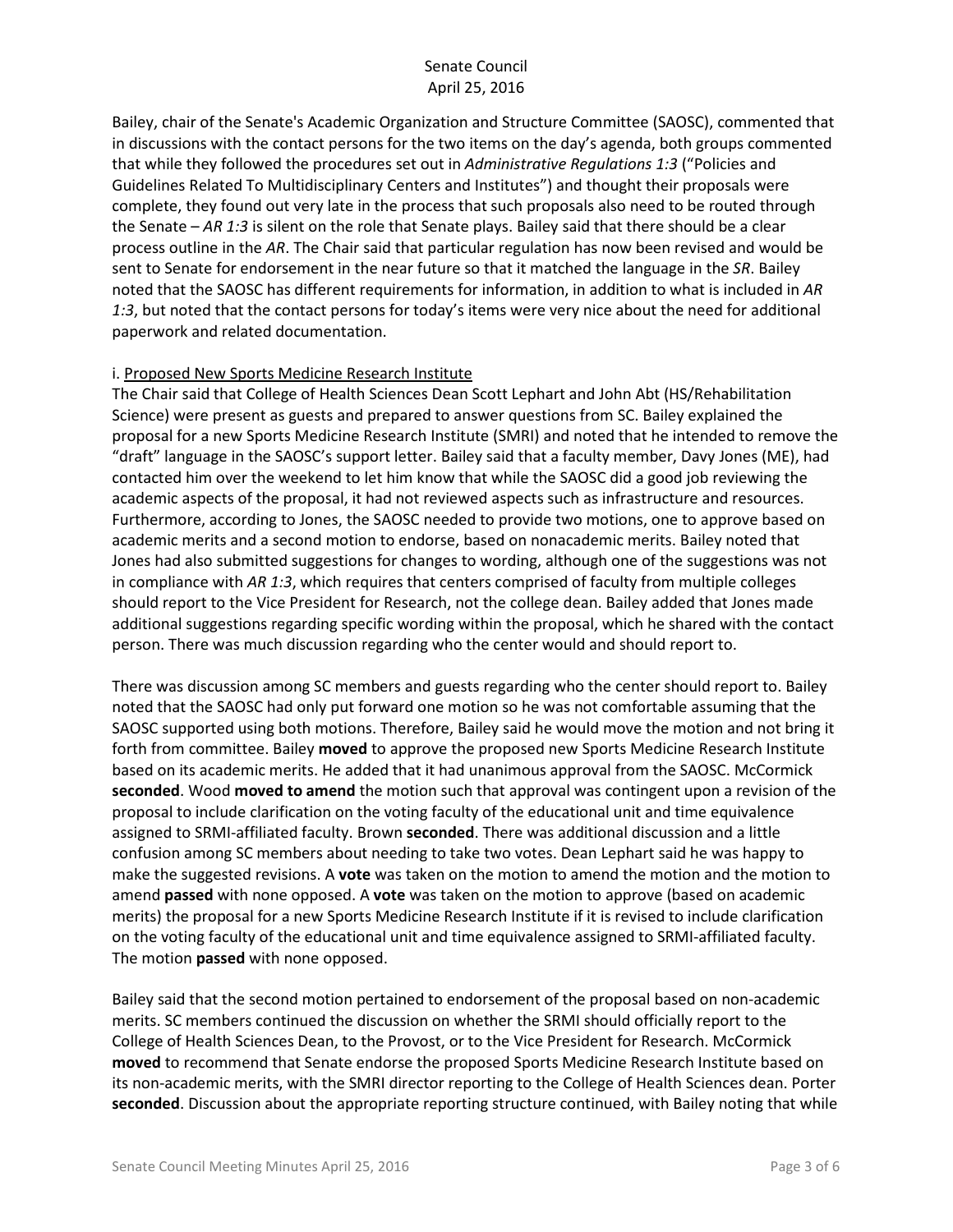Bailey, chair of the Senate's Academic Organization and Structure Committee (SAOSC), commented that in discussions with the contact persons for the two items on the day's agenda, both groups commented that while they followed the procedures set out in *Administrative Regulations 1:3* ("Policies and Guidelines Related To Multidisciplinary Centers and Institutes") and thought their proposals were complete, they found out very late in the process that such proposals also need to be routed through the Senate – *AR 1:3* is silent on the role that Senate plays. Bailey said that there should be a clear process outline in the *AR*. The Chair said that particular regulation has now been revised and would be sent to Senate for endorsement in the near future so that it matched the language in the *SR*. Bailey noted that the SAOSC has different requirements for information, in addition to what is included in *AR 1:3*, but noted that the contact persons for today's items were very nice about the need for additional paperwork and related documentation.

i. <u>Proposed New Sports Medicine Research Institute</u>

The Chair said that College of Health Sciences Dean Scott Lephart and John Abt (HS/Rehabilitation Science) were present as guests and prepared to answer questions from SC. Bailey explained the proposal for a new Sports Medicine Research Institute (SMRI) and noted that he intended to remove the "draft" language in the SAOSC's support letter. Bailey said that a faculty member, Davy Jones (ME), had contacted him over the weekend to let him know that while the SAOSC did a good job reviewing the academic aspects of the proposal, it had not reviewed aspects such as infrastructure and resources. Furthermore, according to Jones, the SAOSC needed to provide two motions, one to approve based on academic merits and a second motion to endorse, based on nonacademic merits. Bailey noted that Jones had also submitted suggestions for changes to wording, although one of the suggestions was not in compliance with *AR 1:3*, which requires that centers comprised of faculty from multiple colleges should report to the Vice President for Research, not the college dean. Bailey added that Jones made additional suggestions regarding specific wording within the proposal, which he shared with the contact person. There was much discussion regarding who the center would and should report to.

There was discussion among SC members and guests regarding who the center should report to. Bailey noted that the SAOSC had only put forward one motion so he was not comfortable assuming that the SAOSC supported using both motions. Therefore, Bailey said he would move the motion and not bring it forth from committee. Bailey **moved** to approve the proposed new Sports Medicine Research Institute based on its academic merits. He added that it had unanimous approval from the SAOSC. McCormick **seconded**. Wood **moved to amend** the motion such that approval was contingent upon a revision of the proposal to include clarification on the voting faculty of the educational unit and time equivalence assigned to SRMI-affiliated faculty. Brown **seconded**. There was additional discussion and a little confusion among SC members about needing to take two votes. Dean Lephart said he was happy to make the suggested revisions. A **vote** was taken on the motion to amend the motion and the motion to amend **passed** with none opposed. A **vote** was taken on the motion to approve (based on academic merits) the proposal for a new Sports Medicine Research Institute if it is revised to include clarification on the voting faculty of the educational unit and time equivalence assigned to SRMI-affiliated faculty. The motion **passed** with none opposed.

Bailey said that the second motion pertained to endorsement of the proposal based on non-academic merits. SC members continued the discussion on whether the SRMI should officially report to the College of Health Sciences Dean, to the Provost, or to the Vice President for Research. McCormick **moved** to recommend that Senate endorse the proposed Sports Medicine Research Institute based on its non-academic merits, with the SMRI director reporting to the College of Health Sciences dean. Porter **seconded**. Discussion about the appropriate reporting structure continued, with Bailey noting that while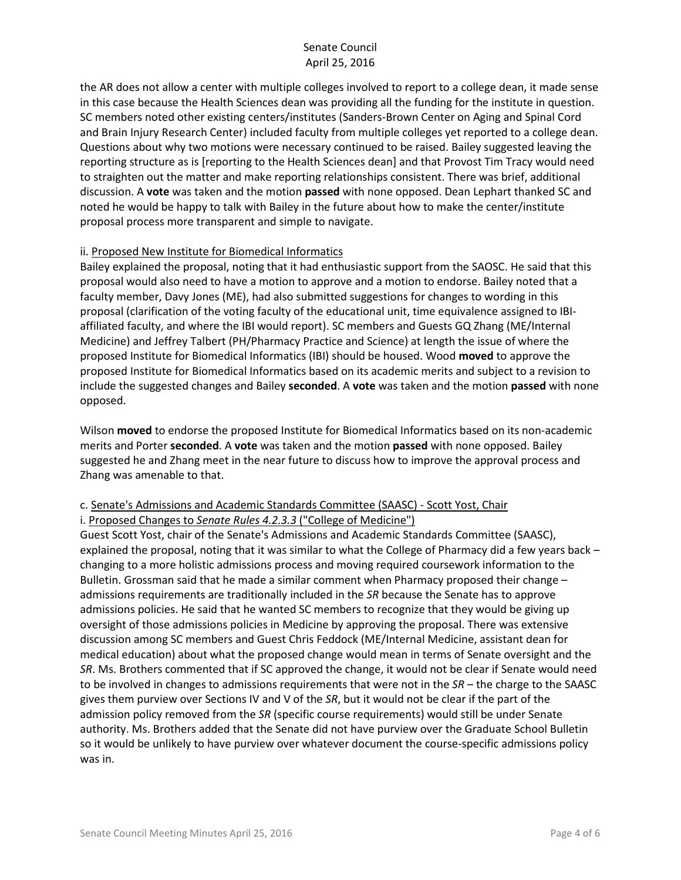the AR does not allow a center with multiple colleges involved to report to a college dean, it made sense in this case because the Health Sciences dean was providing all the funding for the institute in question. SC members noted other existing centers/institutes (Sanders-Brown Center on Aging and Spinal Cord and Brain Injury Research Center) included faculty from multiple colleges yet reported to a college dean. Questions about why two motions were necessary continued to be raised. Bailey suggested leaving the reporting structure as is [reporting to the Health Sciences dean] and that Provost Tim Tracy would need to straighten out the matter and make reporting relationships consistent. There was brief, additional discussion. A **vote** was taken and the motion **passed** with none opposed. Dean Lephart thanked SC and noted he would be happy to talk with Bailey in the future about how to make the center/institute proposal process more transparent and simple to navigate.

ii. Proposed New Institute for Biomedical Informatics

Bailey explained the proposal, noting that it had enthusiastic support from the SAOSC. He said that this proposal would also need to have a motion to approve and a motion to endorse. Bailey noted that a faculty member, Davy Jones (ME), had also submitted suggestions for changes to wording in this proposal (clarification of the voting faculty of the educational unit, time equivalence assigned to IBI-affiliated faculty, and where the IBI would report). SC members and Guests GQ Zhang (ME/Internal Medicine) and Jeffrey Talbert (PH/Pharmacy Practice and Science) at length the issue of where the proposed Institute for Biomedical Informatics (IBI) should be housed. Wood **moved** to approve the proposed Institute for Biomedical Informatics based on its academic merits and subject to a revision to include the suggested changes and Bailey **seconded**. A **vote** was taken and the motion **passed** with none opposed.

Wilson **moved** to endorse the proposed Institute for Biomedical Informatics based on its non-academic merits and Porter **seconded**. A **vote** was taken and the motion **passed** with none opposed. Bailey suggested he and Zhang meet in the near future to discuss how to improve the approval process and Zhang was amenable to that.

c. Senate's Admissions and Academic Standards Committee (SAASC) - Scott Yost, Chair

i. Proposed Changes to *Senate Rules 4.2.3.3* ("College of Medicine")

Guest Scott Yost, chair of the Senate's Admissions and Academic Standards Committee (SAASC), explained the proposal, noting that it was similar to what the College of Pharmacy did a few years back – changing to a more holistic admissions process and moving required coursework information to the Bulletin. Grossman said that he made a similar comment when Pharmacy proposed their change – admissions requirements are traditionally included in the *SR* because the Senate has to approve admissions policies. He said that he wanted SC members to recognize that they would be giving up oversight of those admissions policies in Medicine by approving the proposal. There was extensive discussion among SC members and Guest Chris Feddock (ME/Internal Medicine, assistant dean for medical education) about what the proposed change would mean in terms of Senate oversight and the *SR*. Ms. Brothers commented that if SC approved the change, it would not be clear if Senate would need to be involved in changes to admissions requirements that were not in the *SR* – the charge to the SAASC gives them purview over Sections IV and V of the *SR*, but it would not be clear if the part of the admission policy removed from the *SR* (specific course requirements) would still be under Senate authority. Ms. Brothers added that the Senate did not have purview over the Graduate School Bulletin so it would be unlikely to have purview over whatever document the course-specific admissions policy was in.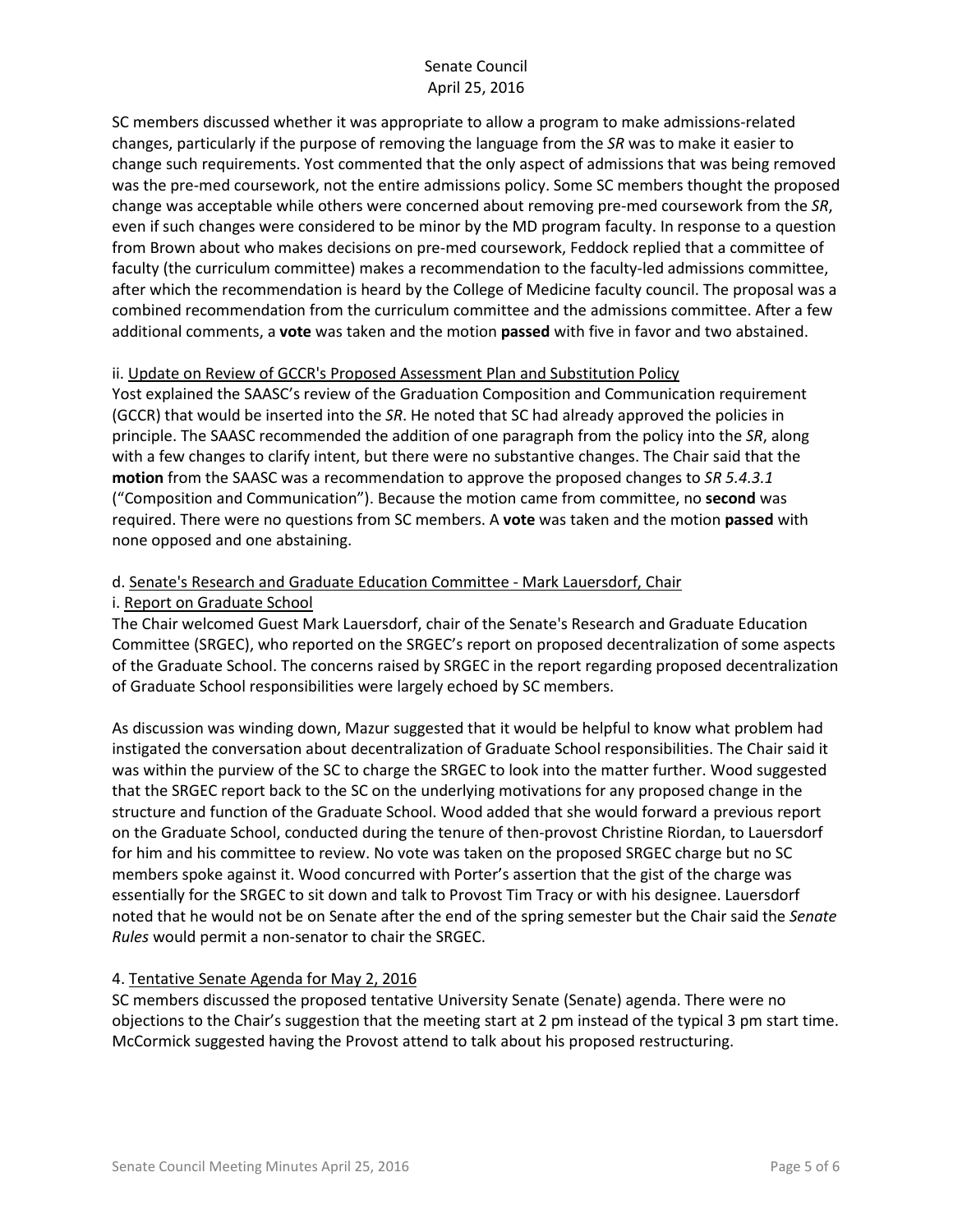SC members discussed whether it was appropriate to allow a program to make admissions-related changes, particularly if the purpose of removing the language from the *SR* was to make it easier to change such requirements. Yost commented that the only aspect of admissions that was being removed was the pre-med coursework, not the entire admissions policy. Some SC members thought the proposed change was acceptable while others were concerned about removing pre-med coursework from the *SR*, even if such changes were considered to be minor by the MD program faculty. In response to a question from Brown about who makes decisions on pre-med coursework, Feddock replied that a committee of faculty (the curriculum committee) makes a recommendation to the faculty-led admissions committee, after which the recommendation is heard by the College of Medicine faculty council. The proposal was a combined recommendation from the curriculum committee and the admissions committee. After a few additional comments, a **vote** was taken and the motion **passed** with five in favor and two abstained.

ii. Update on Review of GCCR's Proposed Assessment Plan and Substitution Policy

Yost explained the SAASC's review of the Graduation Composition and Communication requirement (GCCR) that would be inserted into the *SR*. He noted that SC had already approved the policies in principle. The SAASC recommended the addition of one paragraph from the policy into the *SR*, along with a few changes to clarify intent, but there were no substantive changes. The Chair said that the **motion** from the SAASC was a recommendation to approve the proposed changes to *SR 5.4.3.1* ("Composition and Communication"). Because the motion came from committee, no **second** was required. There were no questions from SC members. A **vote** was taken and the motion **passed** with none opposed and one abstaining.

d. Senate's Research and Graduate Education Committee - Mark Lauersdorf, Chair

i. Report on Graduate School

The Chair welcomed Guest Mark Lauersdorf, chair of the Senate's Research and Graduate Education Committee (SRGEC), who reported on the SRGEC's report on proposed decentralization of some aspects of the Graduate School. The concerns raised by SRGEC in the report regarding proposed decentralization of Graduate School responsibilities were largely echoed by SC members.

As discussion was winding down, Mazur suggested that it would be helpful to know what problem had instigated the conversation about decentralization of Graduate School responsibilities. The Chair said it was within the purview of the SC to charge the SRGEC to look into the matter further. Wood suggested that the SRGEC report back to the SC on the underlying motivations for any proposed change in the structure and function of the Graduate School. Wood added that she would forward a previous report on the Graduate School, conducted during the tenure of then-provost Christine Riordan, to Lauersdorf for him and his committee to review. No vote was taken on the proposed SRGEC charge but no SC members spoke against it. Wood concurred with Porter's assertion that the gist of the charge was essentially for the SRGEC to sit down and talk to Provost Tim Tracy or with his designee. Lauersdorf noted that he would not be on Senate after the end of the spring semester but the Chair said the *Senate Rules* would permit a non-senator to chair the SRGEC.

4. Tentative Senate Agenda for May 2, 2016

SC members discussed the proposed tentative University Senate (Senate) agenda. There were no objections to the Chair's suggestion that the meeting start at 2 pm instead of the typical 3 pm start time. McCormick suggested having the Provost attend to talk about his proposed restructuring.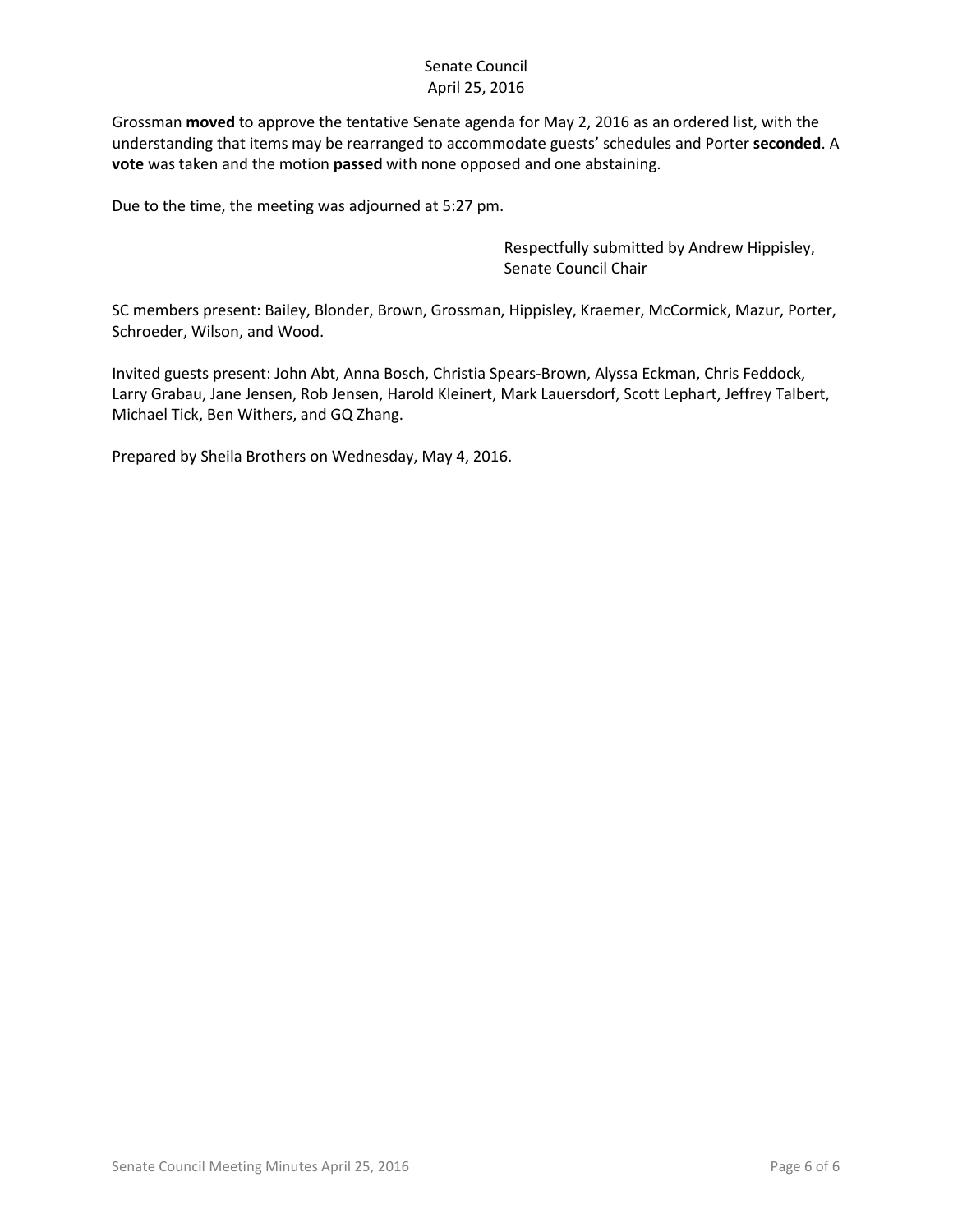Grossman **moved** to approve the tentative Senate agenda for May 2, 2016 as an ordered list, with the understanding that items may be rearranged to accommodate guests' schedules and Porter **seconded**. A **vote** was taken and the motion **passed** with none opposed and one abstaining.

Due to the time, the meeting was adjourned at 5:27 pm.

Respectfully submitted by Andrew Hippisley,
Senate Council Chair

SC members present: Bailey, Blonder, Brown, Grossman, Hippisley, Kraemer, McCormick, Mazur, Porter, Schroeder, Wilson, and Wood.

Invited guests present: John Abt, Anna Bosch, Christia Spears-Brown, Alyssa Eckman, Chris Feddock, Larry Grabau, Jane Jensen, Rob Jensen, Harold Kleinert, Mark Lauersdorf, Scott Lephart, Jeffrey Talbert, Michael Tick, Ben Withers, and GQ Zhang.

Prepared by Sheila Brothers on Wednesday, May 4, 2016.